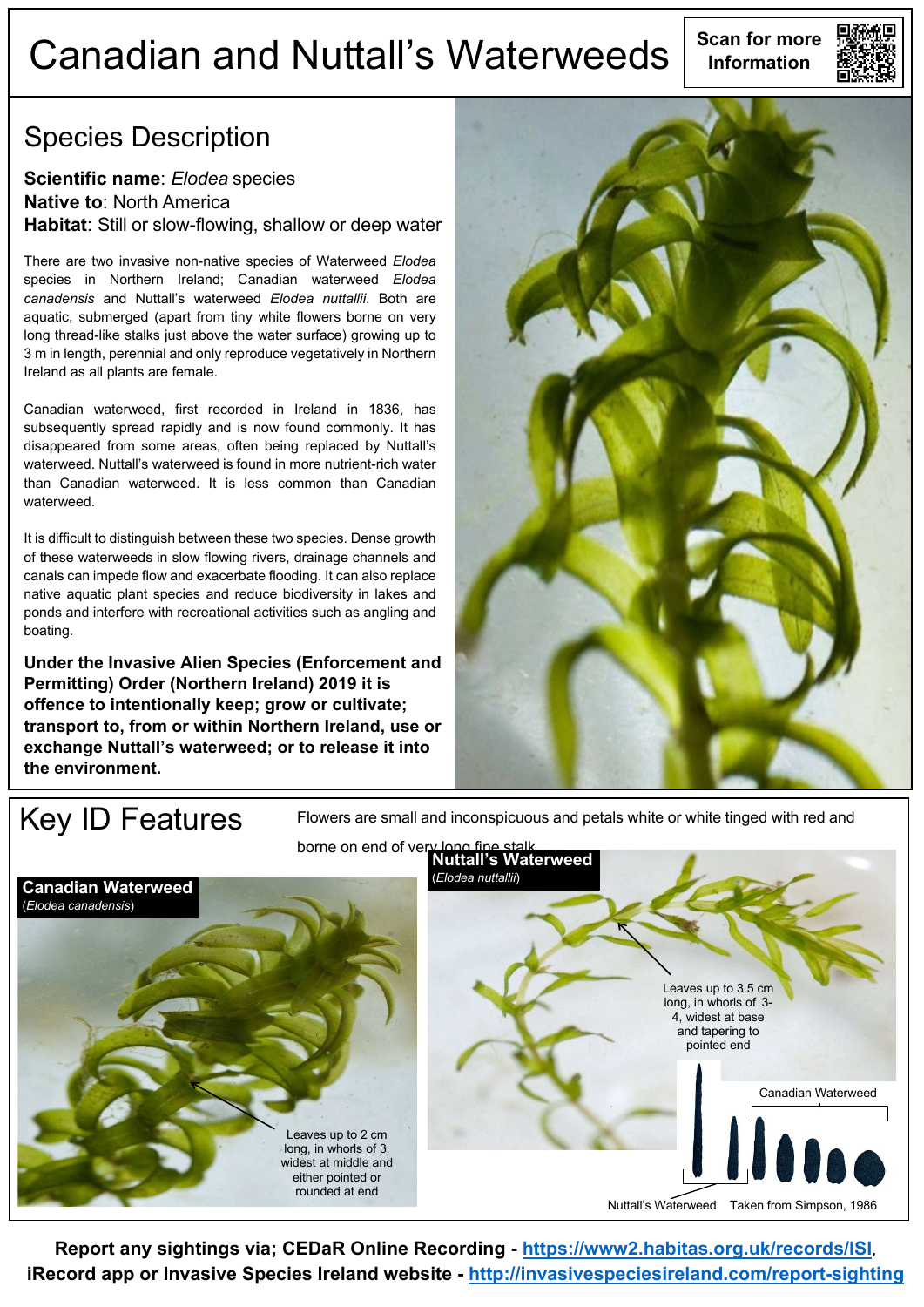# Canadian and Nuttall's Waterweeds

**Scan for more Information**

## Species Description

**Scientific name**: *Elodea* species
**Native to**: North America
**Habitat**: Still or slow-flowing, shallow or deep water

There are two invasive non-native species of Waterweed *Elodea* species in Northern Ireland; Canadian waterweed *Elodea canadensis* and Nuttall's waterweed *Elodea nuttallii.* Both are aquatic, submerged (apart from tiny white flowers borne on very long thread-like stalks just above the water surface) growing up to 3 m in length, perennial and only reproduce vegetatively in Northern Ireland as all plants are female.

Canadian waterweed, first recorded in Ireland in 1836, has subsequently spread rapidly and is now found commonly. It has disappeared from some areas, often being replaced by Nuttall's waterweed. Nuttall's waterweed is found in more nutrient-rich water than Canadian waterweed. It is less common than Canadian waterweed.

It is difficult to distinguish between these two species. Dense growth of these waterweeds in slow flowing rivers, drainage channels and canals can impede flow and exacerbate flooding. It can also replace native aquatic plant species and reduce biodiversity in lakes and ponds and interfere with recreational activities such as angling and boating.

**Under the Invasive Alien Species (Enforcement and Permitting) Order (Northern Ireland) 2019 it is offence to intentionally keep; grow or cultivate; transport to, from or within Northern Ireland, use or exchange Nuttall's waterweed; or to release it into the environment.**

## Key ID Features

Flowers are small and inconspicuous and petals white or white tinged with red and borne on end of very long fine stalk.

**Canadian Waterweed** (*Elodea canadensis*)

Leaves up to 2 cm long, in whorls of 3, widest at middle and either pointed or rounded at end

**Nuttall's Waterweed** (*Elodea nuttallii*)

Leaves up to 3.5 cm long, in whorls of 3-4, widest at base and tapering to pointed end

Canadian Waterweed

Nuttall's Waterweed Taken from Simpson, 1986

**Report any sightings via; CEDaR Online Recording - https://www2.habitas.org.uk/records/ISI, iRecord app or Invasive Species Ireland website - http://invasivespeciesireland.com/report-sighting**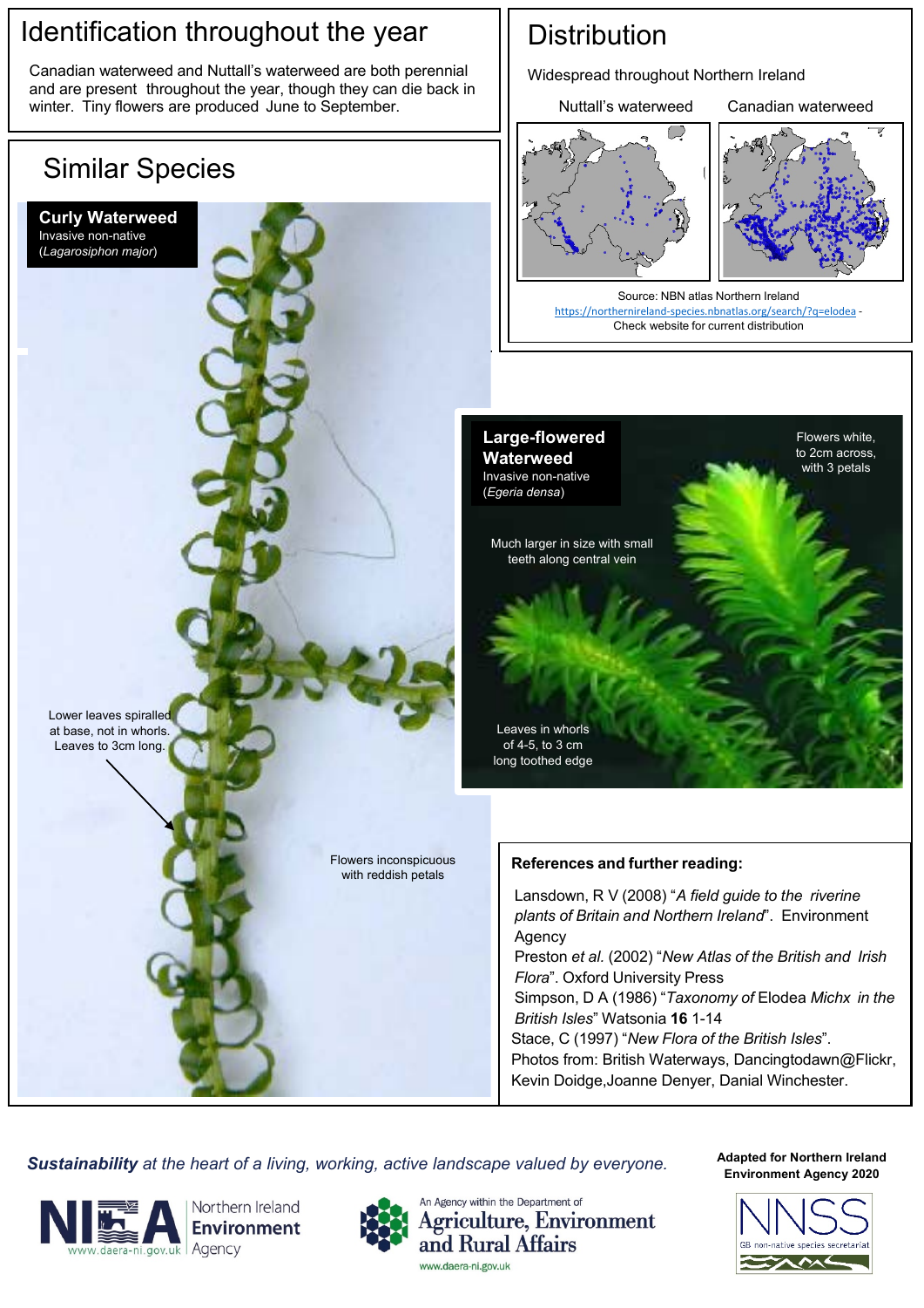## Identification throughout the year

Canadian waterweed and Nuttall's waterweed are both perennial and are present throughout the year, though they can die back in winter. Tiny flowers are produced June to September.

## Similar Species

**Curly Waterweed**
Invasive non-native
(*Lagarosiphon major*)

Lower leaves spiralled at base, not in whorls. Leaves to 3cm long.

Flowers inconspicuous with reddish petals

**Large-flowered Waterweed**
Invasive non-native
(*Egeria densa*)

Flowers white, to 2cm across, with 3 petals

Much larger in size with small teeth along central vein

Leaves in whorls of 4-5, to 3 cm long toothed edge

## Distribution

Widespread throughout Northern Ireland

Nuttall's waterweed

Canadian waterweed

Source: NBN atlas Northern Ireland
https://northernireland-species.nbnatlas.org/search/?q=elodea -
Check website for current distribution

**References and further reading:**

Lansdown, R V (2008) "*A field guide to the riverine plants of Britain and Northern Ireland*". Environment Agency

Preston *et al.* (2002) "*New Atlas of the British and Irish Flora*". Oxford University Press

Simpson, D A (1986) "*Taxonomy of* Elodea *Michx in the British Isles*" Watsonia **16** 1-14

Stace, C (1997) "*New Flora of the British Isles*".

Photos from: British Waterways, Dancingtodawn@Flickr, Kevin Doidge,Joanne Denyer, Danial Winchester.

***Sustainability** at the heart of a living, working, active landscape valued by everyone.*

**Adapted for Northern Ireland Environment Agency 2020**

Northern Ireland Environment Agency
www.daera-ni.gov.uk

An Agency within the Department of Agriculture, Environment and Rural Affairs
www.daera-ni.gov.uk

NNSS
GB non-native species secretariat